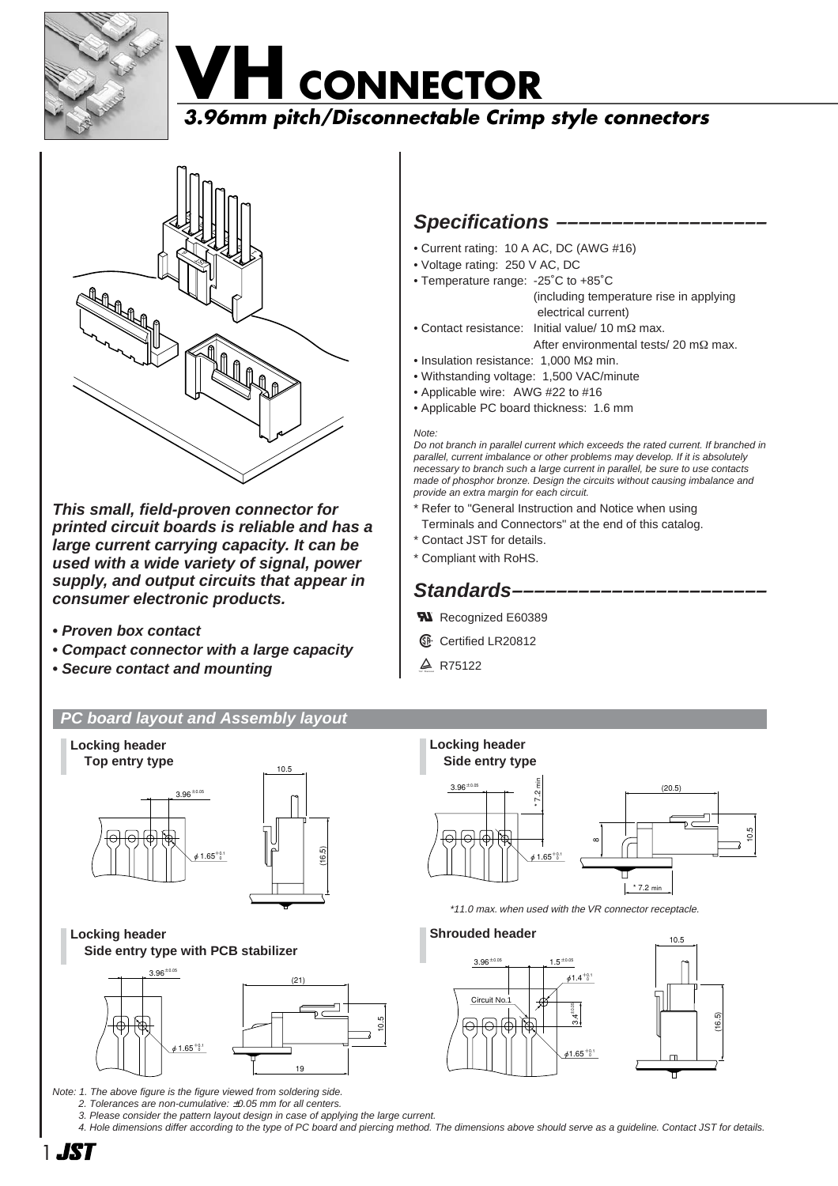# VH CONNECTOR

## *3.96mm pitch/Disconnectable Crimp style connectors*

***This small, field-proven connector for printed circuit boards is reliable and has a large current carrying capacity. It can be used with a wide variety of signal, power supply, and output circuits that appear in consumer electronic products.***

- ***Proven box contact***
- ***Compact connector with a large capacity***
- ***Secure and mounting***

## *Specifications*

- Current rating: 10 A AC, DC (AWG #16)
- Voltage rating: 250 V AC, DC
- Temperature range: -25˚C to +85˚C (including temperature rise in applying electrical current)
- Contact resistance: Initial value/ 10 mΩ max. After environmental tests/ 20 mΩ max.
- Insulation resistance: 1,000 MΩ min.
- Withstanding voltage: 1,500 VAC/minute
- Applicable wire: AWG #22 to #16
- Applicable PC board thickness: 1.6 mm

*Note:*
*Do not branch in parallel current which exceeds the rated current. If branched in parallel, current imbalance or other problems may develop. If it is absolutely necessary to branch such a large current in parallel, be sure to use contacts made of phosphor bronze. Design the circuits without causing imbalance and provide an extra margin for each circuit.*

\* Refer to "General Instruction and Notice when using Terminals and Connectors" at the end of this catalog.
\* Contact JST for details.
\* Compliant with RoHS.

## *Standards*

- Recognized E60389
- Certified LR20812
- R75122

## *PC board layout and Assembly layout*

**Locking header**
**Top entry type**

3.96$^{\pm 0.05}$, $\phi 1.65^{+0.1}_{0}$, 10.5, (16.5)

**Locking header**
**Side entry type**

3.96$^{\pm 0.05}$, \*7.2 min, $\phi 1.65^{+0.1}_{0}$, (20.5), 8, 10.5, \*7.2 min

*\*11.0 max. when used with the VR connector receptacle.*

**Locking header**
**Side entry type with PCB stabilizer**

3.96$^{\pm 0.05}$, $\phi 1.65^{+0.1}_{0}$, (21), 10.5, 19

**Shrouded header**

3.96$^{\pm 0.05}$, 1.5$^{\pm 0.05}$, $\phi 1.4^{+0.1}_{0}$, Circuit No.1, 3.4$^{\pm 0.05}$, $\phi 1.65^{+0.1}_{0}$, 10.5, (16.5)

*Note: 1. The above figure is the figure viewed from soldering side.*
*2. Tolerances are non-cumulative: ±0.05 mm for all centers.*
*3. Please consider the pattern layout design in case of applying the large current.*
*4. Hole dimensions differ according to the type of PC board and piercing method. The dimensions above should serve as a guideline. Contact JST for details.*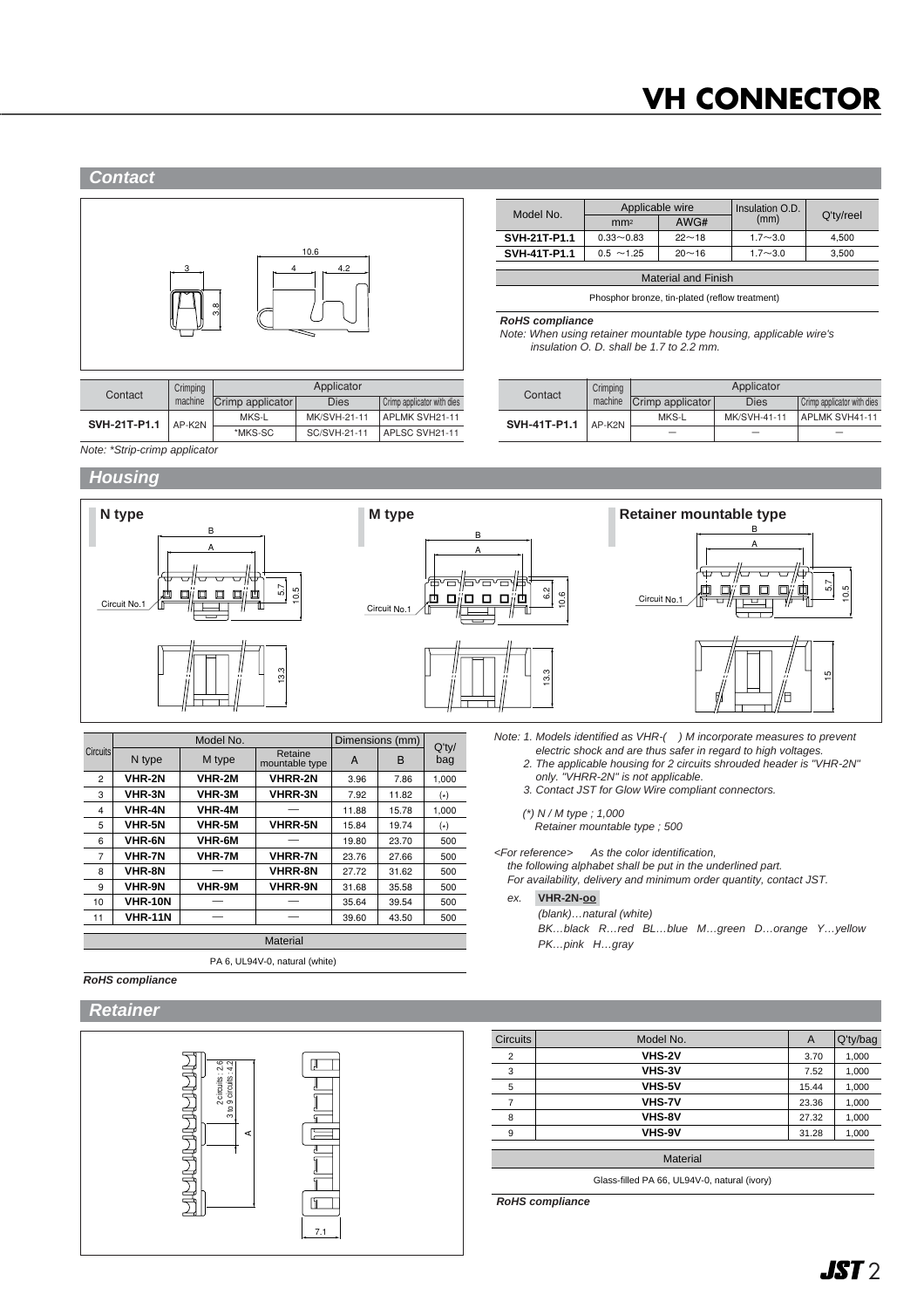# VH CONNECTOR

## Contact

| Model No. | Applicable wire | | Insulation O.D. (mm) | Q'ty/reel |
|---|---|---|---|---|
| | $mm^2$ | AWG# | | |
| SVH-21T-P1.1 | 0.33～0.83 | 22～18 | 1.7～3.0 | 4,500 |
| SVH-41T-P1.1 | 0.5 ～1.25 | 20～16 | 1.7～3.0 | 3,500 |

| Material and Finish |
|---|
| Phosphor bronze, tin-plated (reflow treatment) |

***RoHS compliance***

*Note: When using retainer mountable type housing, applicable wire's insulation O. D. shall be 1.7 to 2.2 mm.*

| Contact | Crimping machine | Applicator | | |
|---|---|---|---|---|
| | | Crimp applicator | Dies | Crimp applicator with dies |
| SVH-21T-P1.1 | AP-K2N | MKS-L | MK/SVH-21-11 | APLMK SVH21-11 |
| | | *MKS-SC | SC/SVH-21-11 | APLSC SVH21-11 |

*Note: \*Strip-crimp applicator*

| Contact | Crimping machine | Applicator | | |
|---|---|---|---|---|
| | | Crimp applicator | Dies | Crimp applicator with dies |
| SVH-41T-P1.1 | AP-K2N | MKS-L | MK/SVH-41-11 | APLMK SVH41-11 |
| | | — | — | — |

## Housing

**N type**　**M type**　**Retainer mountable type**

| Circuits | Model No. | | | Dimensions (mm) | | Q'ty/bag |
|---|---|---|---|---|---|---|
| | N type | M type | Retainer mountable type | A | B | |
| 2 | VHR-2N | VHR-2M | VHRR-2N | 3.96 | 7.86 | 1,000 |
| 3 | VHR-3N | VHR-3M | VHRR-3N | 7.92 | 11.82 | (*) |
| 4 | VHR-4N | VHR-4M | — | 11.88 | 15.78 | 1,000 |
| 5 | VHR-5N | VHR-5M | VHRR-5N | 15.84 | 19.74 | (*) |
| 6 | VHR-6N | VHR-6M | — | 19.80 | 23.70 | 500 |
| 7 | VHR-7N | VHR-7M | VHRR-7N | 23.76 | 27.66 | 500 |
| 8 | VHR-8N | — | VHRR-8N | 27.72 | 31.62 | 500 |
| 9 | VHR-9N | VHR-9M | VHRR-9N | 31.68 | 35.58 | 500 |
| 10 | VHR-10N | — | — | 35.64 | 39.54 | 500 |
| 11 | VHR-11N | — | — | 39.60 | 43.50 | 500 |

| Material |
|---|
| PA 6, UL94V-0, natural (white) |

***RoHS compliance***

*Note: 1. Models identified as VHR-( ) M incorporate measures to prevent electric shock and are thus safer in regard to high voltages.*
*2. The applicable housing for 2 circuits shrouded header is "VHR-2N" only. "VHRR-2N" is not applicable.*
*3. Contact JST for Glow Wire compliant connectors.*

*(\*) N / M type ; 1,000*
*Retainer mountable type ; 500*

*<For reference> As the color identification, the following alphabet shall be put in the underlined part. For availability, delivery and minimum order quantity, contact JST.*

*ex.* **VHR-2N-oo**

*(blank)…natural (white)*
*BK…black R…red BL…blue M…green D…orange Y…yellow PK…pink H…gray*

## Retainer

| Circuits | Model No. | A | Q'ty/bag |
|---|---|---|---|
| 2 | VHS-2V | 3.70 | 1,000 |
| 3 | VHS-3V | 7.52 | 1,000 |
| 5 | VHS-5V | 15.44 | 1,000 |
| 7 | VHS-7V | 23.36 | 1,000 |
| 8 | VHS-8V | 27.32 | 1,000 |
| 9 | VHS-9V | 31.28 | 1,000 |

| Material |
|---|
| Glass-filled PA 66, UL94V-0, natural (ivory) |

***RoHS compliance***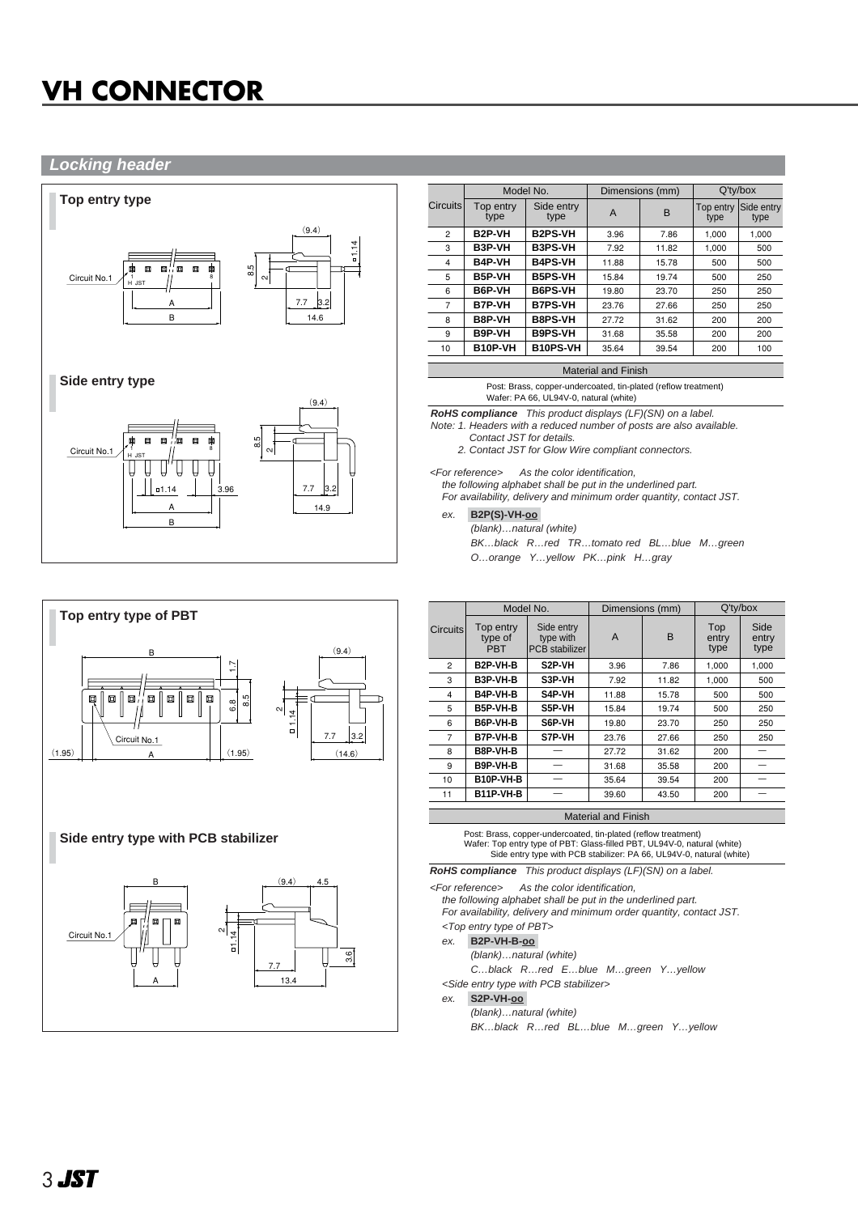# VH CONNECTOR

## Locking header

### Top entry type

Circuit No.1

### Side entry type

Circuit No.1

| Circuits | Model No. | | Dimensions (mm) | | Q'ty/box | |
|---|---|---|---|---|---|---|
| | Top entry type | Side entry type | A | B | Top entry type | Side entry type |
| 2 | **B2P-VH** | **B2PS-VH** | 3.96 | 7.86 | 1,000 | 1,000 |
| 3 | **B3P-VH** | **B3PS-VH** | 7.92 | 11.82 | 1,000 | 500 |
| 4 | **B4P-VH** | **B4PS-VH** | 11.88 | 15.78 | 500 | 500 |
| 5 | **B5P-VH** | **B5PS-VH** | 15.84 | 19.74 | 500 | 250 |
| 6 | **B6P-VH** | **B6PS-VH** | 19.80 | 23.70 | 250 | 250 |
| 7 | **B7P-VH** | **B7PS-VH** | 23.76 | 27.66 | 250 | 250 |
| 8 | **B8P-VH** | **B8PS-VH** | 27.72 | 31.62 | 200 | 200 |
| 9 | **B9P-VH** | **B9PS-VH** | 31.68 | 35.58 | 200 | 200 |
| 10 | **B10P-VH** | **B10PS-VH** | 35.64 | 39.54 | 200 | 100 |

**Material and Finish**

Post: Brass, copper-undercoated, tin-plated (reflow treatment)
Wafer: PA 66, UL94V-0, natural (white)

***RoHS compliance*** *This product displays (LF)(SN) on a label.*

*Note: 1. Headers with a reduced number of posts are also available. Contact JST for details.*
*2. Contact JST for Glow Wire compliant connectors.*

*<For reference> As the color identification, the following alphabet shall be put in the underlined part. For availability, delivery and minimum order quantity, contact JST.*

*ex.* **B2P(S)-VH-oo**
*(blank)…natural (white)*
*BK…black R…red TR…tomato red BL…blue M…green*
*O…orange Y…yellow PK…pink H…gray*

### Top entry type of PBT

Circuit No.1

### Side entry type with PCB stabilizer

Circuit No.1

| Circuits | Model No. | | Dimensions (mm) | | Q'ty/box | |
|---|---|---|---|---|---|---|
| | Top entry type of PBT | Side entry type with PCB stabilizer | A | B | Top entry type | Side entry type |
| 2 | **B2P-VH-B** | **S2P-VH** | 3.96 | 7.86 | 1,000 | 1,000 |
| 3 | **B3P-VH-B** | **S3P-VH** | 7.92 | 11.82 | 1,000 | 500 |
| 4 | **B4P-VH-B** | **S4P-VH** | 11.88 | 15.78 | 500 | 500 |
| 5 | **B5P-VH-B** | **S5P-VH** | 15.84 | 19.74 | 500 | 250 |
| 6 | **B6P-VH-B** | **S6P-VH** | 19.80 | 23.70 | 250 | 250 |
| 7 | **B7P-VH-B** | **S7P-VH** | 23.76 | 27.66 | 250 | 250 |
| 8 | **B8P-VH-B** | — | 27.72 | 31.62 | 200 | — |
| 9 | **B9P-VH-B** | — | 31.68 | 35.58 | 200 | — |
| 10 | **B10P-VH-B** | — | 35.64 | 39.54 | 200 | — |
| 11 | **B11P-VH-B** | — | 39.60 | 43.50 | 200 | — |

**Material and Finish**

Post: Brass, copper-undercoated, tin-plated (reflow treatment)
Wafer: Top entry type of PBT: Glass-filled PBT, UL94V-0, natural (white)
Side entry type with PCB stabilizer: PA 66, UL94V-0, natural (white)

***RoHS compliance*** *This product displays (LF)(SN) on a label.*

*<For reference> As the color identification, the following alphabet shall be put in the underlined part. For availability, delivery and minimum order quantity, contact JST.*

*<Top entry type of PBT>*
*ex.* **B2P-VH-B-oo**
*(blank)…natural (white)*
*C…black R…red E…blue M…green Y…yellow*

*<Side entry type with PCB stabilizer>*
*ex.* **S2P-VH-oo**
*(blank)…natural (white)*
*BK…black R…red BL…blue M…green Y…yellow*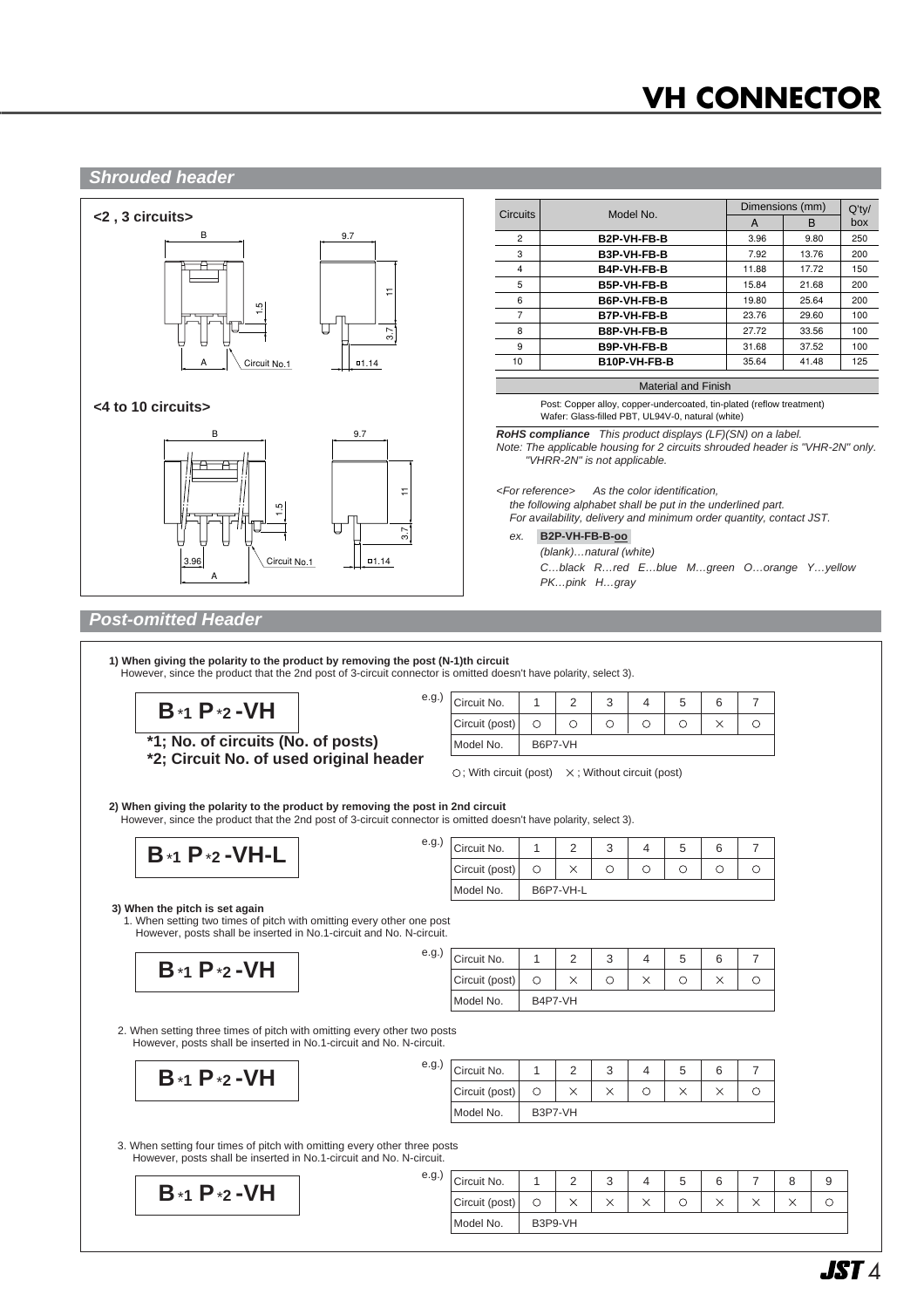# VH CONNECTOR

## Shrouded header

**<2 , 3 circuits>**

B
9.7
1.5
11
3.7
A
Circuit No.1
□1.14

**<4 to 10 circuits>**

B
9.7
11
1.5
3.7
3.96
A
Circuit No.1
□1.14

| Circuits | Model No. | Dimensions (mm) | | Q'ty/ box |
|---|---|---|---|---|
| | | A | B | |
| 2 | **B2P-VH-FB-B** | 3.96 | 9.80 | 250 |
| 3 | **B3P-VH-FB-B** | 7.92 | 13.76 | 200 |
| 4 | **B4P-VH-FB-B** | 11.88 | 17.72 | 150 |
| 5 | **B5P-VH-FB-B** | 15.84 | 21.68 | 200 |
| 6 | **B6P-VH-FB-B** | 19.80 | 25.64 | 200 |
| 7 | **B7P-VH-FB-B** | 23.76 | 29.60 | 100 |
| 8 | **B8P-VH-FB-B** | 27.72 | 33.56 | 100 |
| 9 | **B9P-VH-FB-B** | 31.68 | 37.52 | 100 |
| 10 | **B10P-VH-FB-B** | 35.64 | 41.48 | 125 |

**Material and Finish**

Post: Copper alloy, copper-undercoated, tin-plated (reflow treatment)
Wafer: Glass-filled PBT, UL94V-0, natural (white)

***RoHS compliance*** *This product displays (LF)(SN) on a label.*
*Note: The applicable housing for 2 circuits shrouded header is "VHR-2N" only. "VHRR-2N" is not applicable.*

*<For reference> As the color identification, the following alphabet shall be put in the underlined part. For availability, delivery and minimum order quantity, contact JST.*

*ex.* **B2P-VH-FB-B-oo**
*(blank)…natural (white)*
*C…black R…red E…blue M…green O…orange Y…yellow PK…pink H…gray*

## Post-omitted Header

**1) When giving the polarity to the product by removing the post (N-1)th circuit**
However, since the product that the 2nd post of 3-circuit connector is omitted doesn't have polarity, select 3).

**B \*1 P \*2 -VH**

**\*1; No. of circuits (No. of posts)**
**\*2; Circuit No. of used original header**

e.g.)

| Circuit No. | 1 | 2 | 3 | 4 | 5 | 6 | 7 |
|---|---|---|---|---|---|---|---|
| Circuit (post) | ○ | ○ | ○ | ○ | ○ | × | ○ |
| Model No. | B6P7-VH | | | | | | |

○; With circuit (post) ×; Without circuit (post)

**2) When giving the polarity to the product by removing the post in 2nd circuit**
However, since the product that the 2nd post of 3-circuit connector is omitted doesn't have polarity, select 3).

**B \*1 P \*2 -VH-L**

e.g.)

| Circuit No. | 1 | 2 | 3 | 4 | 5 | 6 | 7 |
|---|---|---|---|---|---|---|---|
| Circuit (post) | ○ | × | ○ | ○ | ○ | ○ | ○ |
| Model No. | B6P7-VH-L | | | | | | |

**3) When the pitch is set again**

1. When setting two times of pitch with omitting every other one post
   However, posts shall be inserted in No.1-circuit and No. N-circuit.

**B \*1 P \*2 -VH**

e.g.)

| Circuit No. | 1 | 2 | 3 | 4 | 5 | 6 | 7 |
|---|---|---|---|---|---|---|---|
| Circuit (post) | ○ | × | ○ | × | ○ | × | ○ |
| Model No. | B4P7-VH | | | | | | |

2. When setting three times of pitch with omitting every other two posts
   However, posts shall be inserted in No.1-circuit and No. N-circuit.

**B \*1 P \*2 -VH**

e.g.)

| Circuit No. | 1 | 2 | 3 | 4 | 5 | 6 | 7 |
|---|---|---|---|---|---|---|---|
| Circuit (post) | ○ | × | × | ○ | × | × | ○ |
| Model No. | B3P7-VH | | | | | | |

3. When setting four times of pitch with omitting every other three posts
   However, posts shall be inserted in No.1-circuit and No. N-circuit.

**B \*1 P \*2 -VH**

e.g.)

| Circuit No. | 1 | 2 | 3 | 4 | 5 | 6 | 7 | 8 | 9 |
|---|---|---|---|---|---|---|---|---|---|
| Circuit (post) | ○ | × | × | × | ○ | × | × | × | ○ |
| Model No. | B3P9-VH | | | | | | | | |